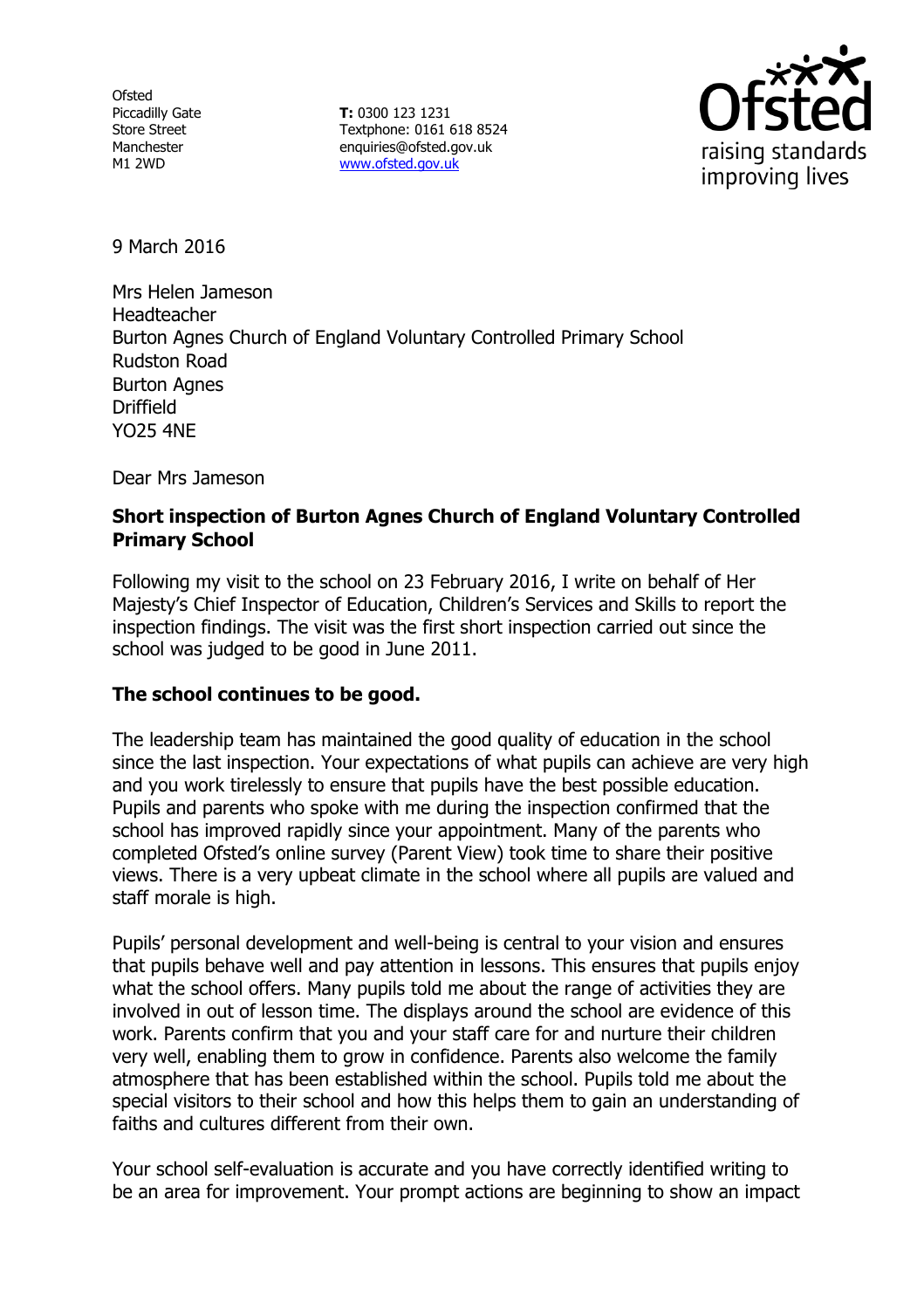Ofsted
Piccadilly Gate
Store Street
Manchester
M1 2WD

**T:** 0300 123 1231
Textphone: 0161 618 8524
enquiries@ofsted.gov.uk
www.ofsted.gov.uk

9 March 2016

Mrs Helen Jameson
Headteacher
Burton Agnes Church of England Voluntary Controlled Primary School
Rudston Road
Burton Agnes
Driffield
YO25 4NE

Dear Mrs Jameson

**Short inspection of Burton Agnes Church of England Voluntary Controlled Primary School**

Following my visit to the school on 23 February 2016, I write on behalf of Her Majesty's Chief Inspector of Education, Children's Services and Skills to report the inspection findings. The visit was the first short inspection carried out since the school was judged to be good in June 2011.

**The school continues to be good.**

The leadership team has maintained the good quality of education in the school since the last inspection. Your expectations of what pupils can achieve are very high and you work tirelessly to ensure that pupils have the best possible education. Pupils and parents who spoke with me during the inspection confirmed that the school has improved rapidly since your appointment. Many of the parents who completed Ofsted's online survey (Parent View) took time to share their positive views. There is a very upbeat climate in the school where all pupils are valued and staff morale is high.

Pupils' personal development and well-being is central to your vision and ensures that pupils behave well and pay attention in lessons. This ensures that pupils enjoy what the school offers. Many pupils told me about the range of activities they are involved in out of lesson time. The displays around the school are evidence of this work. Parents confirm that you and your staff care for and nurture their children very well, enabling them to grow in confidence. Parents also welcome the family atmosphere that has been established within the school. Pupils told me about the special visitors to their school and how this helps them to gain an understanding of faiths and cultures different from their own.

Your school self-evaluation is accurate and you have correctly identified writing to be an area for improvement. Your prompt actions are beginning to show an impact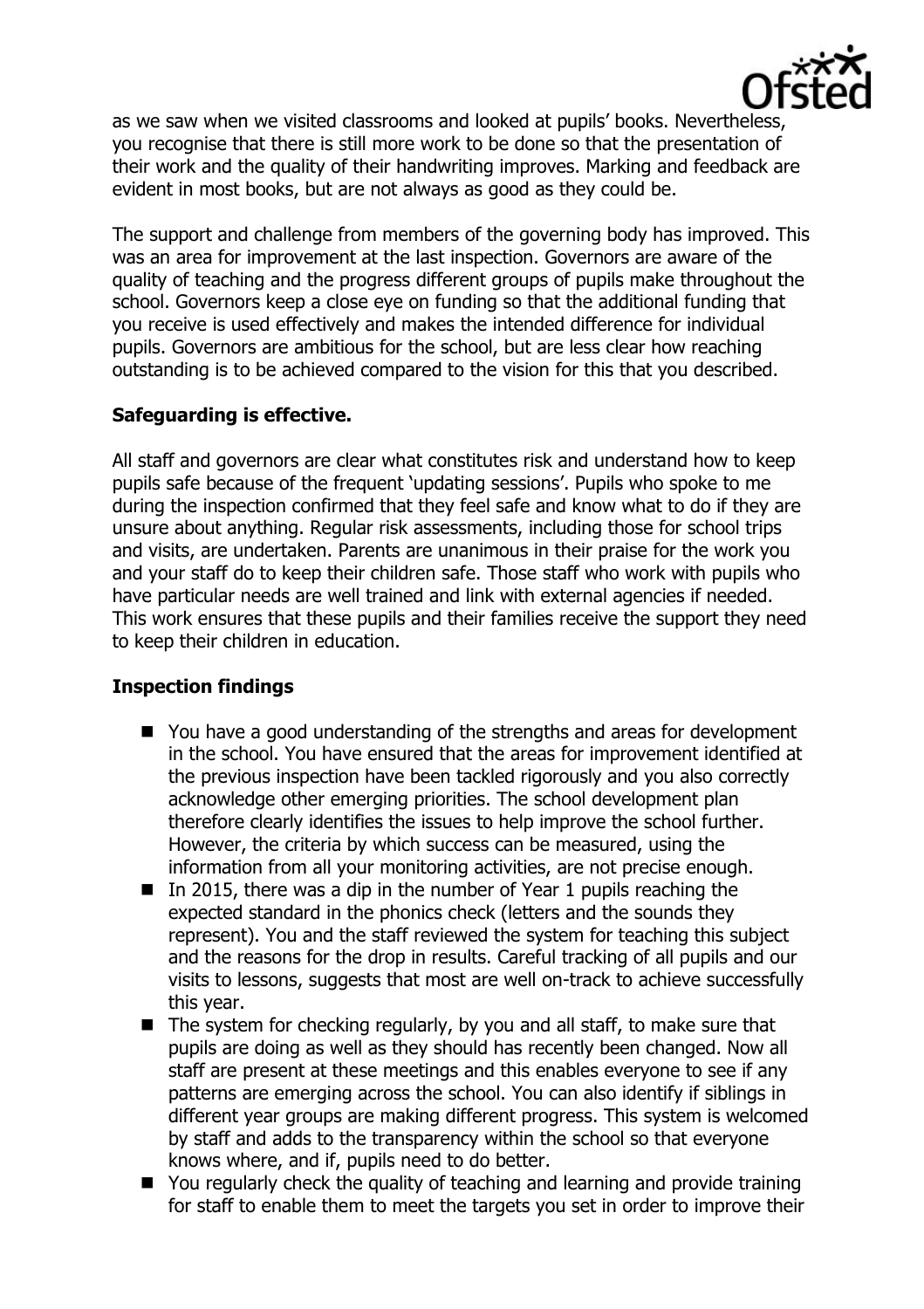as we saw when we visited classrooms and looked at pupils' books. Nevertheless, you recognise that there is still more work to be done so that the presentation of their work and the quality of their handwriting improves. Marking and feedback are evident in most books, but are not always as good as they could be.

The support and challenge from members of the governing body has improved. This was an area for improvement at the last inspection. Governors are aware of the quality of teaching and the progress different groups of pupils make throughout the school. Governors keep a close eye on funding so that the additional funding that you receive is used effectively and makes the intended difference for individual pupils. Governors are ambitious for the school, but are less clear how reaching outstanding is to be achieved compared to the vision for this that you described.

## Safeguarding is effective.

All staff and governors are clear what constitutes risk and understand how to keep pupils safe because of the frequent 'updating sessions'. Pupils who spoke to me during the inspection confirmed that they feel safe and know what to do if they are unsure about anything. Regular risk assessments, including those for school trips and visits, are undertaken. Parents are unanimous in their praise for the work you and your staff do to keep their children safe. Those staff who work with pupils who have particular needs are well trained and link with external agencies if needed. This work ensures that these pupils and their families receive the support they need to keep their children in education.

## Inspection findings

- You have a good understanding of the strengths and areas for development in the school. You have ensured that the areas for improvement identified at the previous inspection have been tackled rigorously and you also correctly acknowledge other emerging priorities. The school development plan therefore clearly identifies the issues to help improve the school further. However, the criteria by which success can be measured, using the information from all your monitoring activities, are not precise enough.
- In 2015, there was a dip in the number of Year 1 pupils reaching the expected standard in the phonics check (letters and the sounds they represent). You and the staff reviewed the system for teaching this subject and the reasons for the drop in results. Careful tracking of all pupils and our visits to lessons, suggests that most are well on-track to achieve successfully this year.
- The system for checking regularly, by you and all staff, to make sure that pupils are doing as well as they should has recently been changed. Now all staff are present at these meetings and this enables everyone to see if any patterns are emerging across the school. You can also identify if siblings in different year groups are making different progress. This system is welcomed by staff and adds to the transparency within the school so that everyone knows where, and if, pupils need to do better.
- You regularly check the quality of teaching and learning and provide training for staff to enable them to meet the targets you set in order to improve their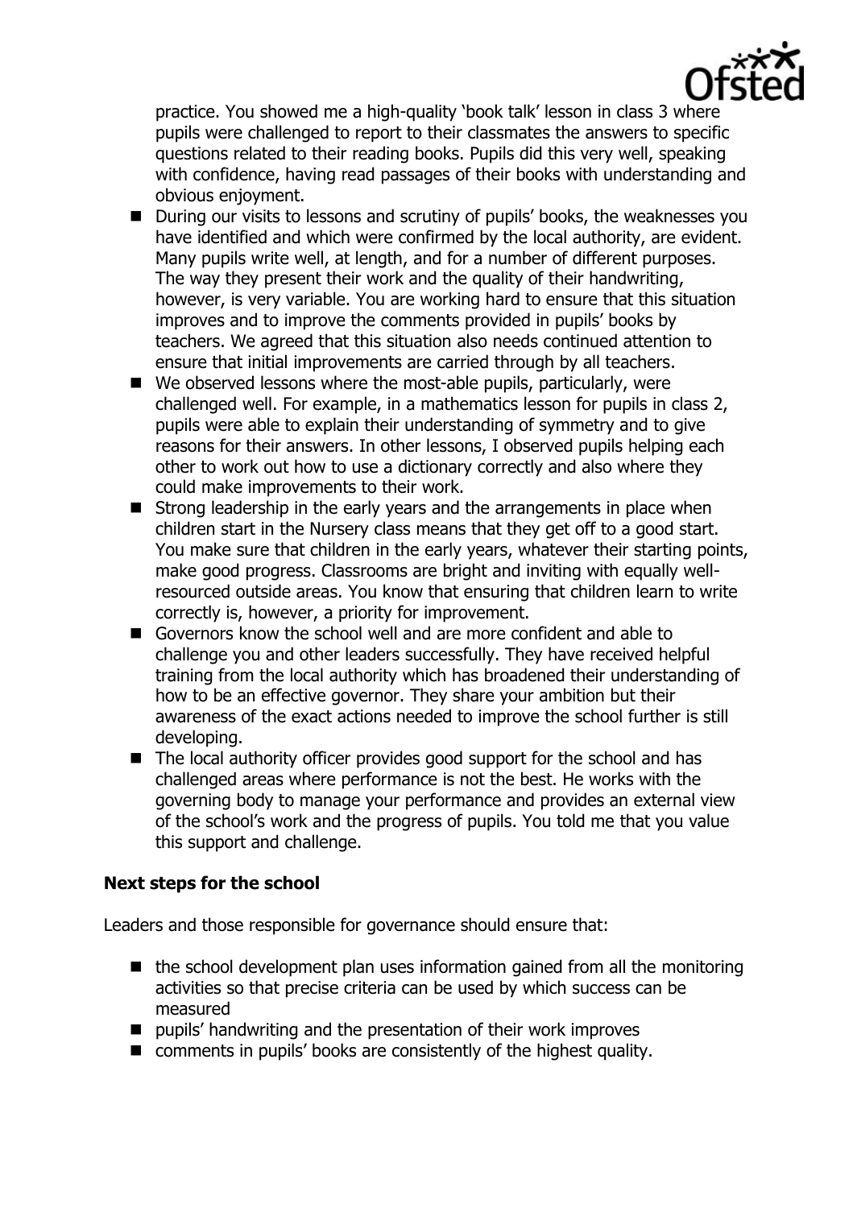practice. You showed me a high-quality 'book talk' lesson in class 3 where pupils were challenged to report to their classmates the answers to specific questions related to their reading books. Pupils did this very well, speaking with confidence, having read passages of their books with understanding and obvious enjoyment.

- During our visits to lessons and scrutiny of pupils' books, the weaknesses you have identified and which were confirmed by the local authority, are evident. Many pupils write well, at length, and for a number of different purposes. The way they present their work and the quality of their handwriting, however, is very variable. You are working hard to ensure that this situation improves and to improve the comments provided in pupils' books by teachers. We agreed that this situation also needs continued attention to ensure that initial improvements are carried through by all teachers.
- We observed lessons where the most-able pupils, particularly, were challenged well. For example, in a mathematics lesson for pupils in class 2, pupils were able to explain their understanding of symmetry and to give reasons for their answers. In other lessons, I observed pupils helping each other to work out how to use a dictionary correctly and also where they could make improvements to their work.
- Strong leadership in the early years and the arrangements in place when children start in the Nursery class means that they get off to a good start. You make sure that children in the early years, whatever their starting points, make good progress. Classrooms are bright and inviting with equally well-resourced outside areas. You know that ensuring that children learn to write correctly is, however, a priority for improvement.
- Governors know the school well and are more confident and able to challenge you and other leaders successfully. They have received helpful training from the local authority which has broadened their understanding of how to be an effective governor. They share your ambition but their awareness of the exact actions needed to improve the school further is still developing.
- The local authority officer provides good support for the school and has challenged areas where performance is not the best. He works with the governing body to manage your performance and provides an external view of the school's work and the progress of pupils. You told me that you value this support and challenge.

## Next steps for the school

Leaders and those responsible for governance should ensure that:

- the school development plan uses information gained from all the monitoring activities so that precise criteria can be used by which success can be measured
- pupils' handwriting and the presentation of their work improves
- comments in pupils' books are consistently of the highest quality.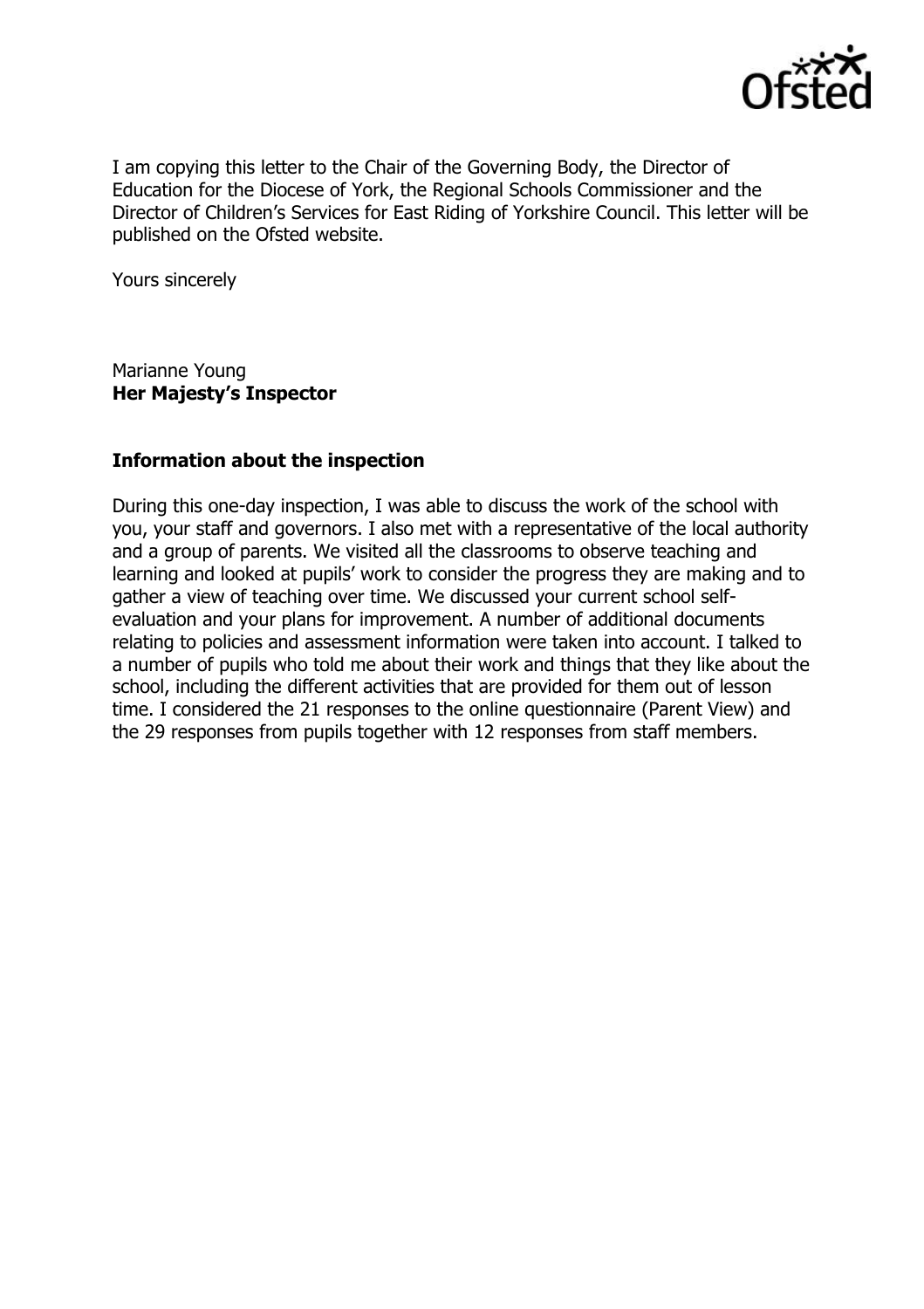I am copying this letter to the Chair of the Governing Body, the Director of Education for the Diocese of York, the Regional Schools Commissioner and the Director of Children's Services for East Riding of Yorkshire Council. This letter will be published on the Ofsted website.

Yours sincerely

Marianne Young
**Her Majesty's Inspector**

## Information about the inspection

During this one-day inspection, I was able to discuss the work of the school with you, your staff and governors. I also met with a representative of the local authority and a group of parents. We visited all the classrooms to observe teaching and learning and looked at pupils' work to consider the progress they are making and to gather a view of teaching over time. We discussed your current school self-evaluation and your plans for improvement. A number of additional documents relating to policies and assessment information were taken into account. I talked to a number of pupils who told me about their work and things that they like about the school, including the different activities that are provided for them out of lesson time. I considered the 21 responses to the online questionnaire (Parent View) and the 29 responses from pupils together with 12 responses from staff members.